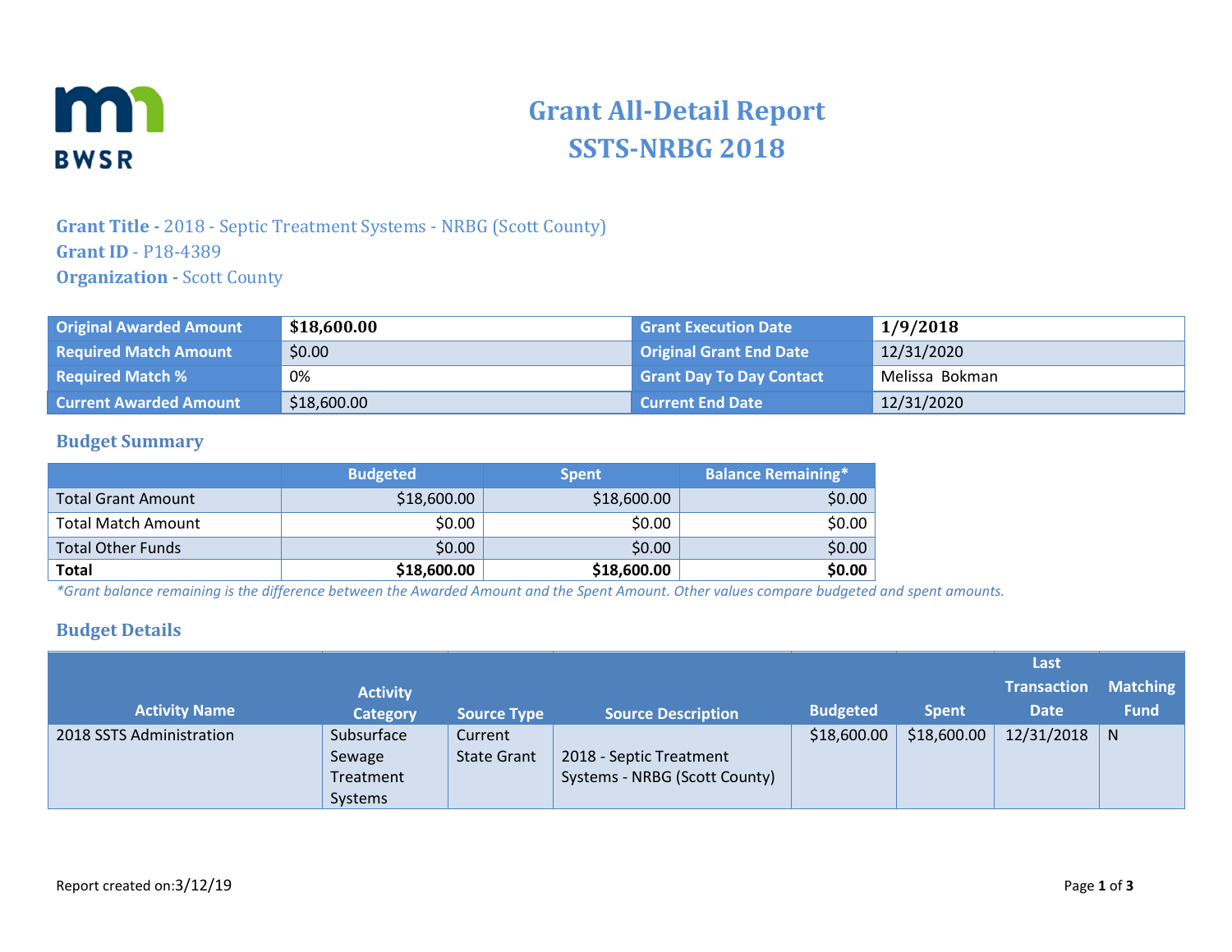# Grant All-Detail Report
# SSTS-NRBG 2018

**Grant Title -** 2018 - Septic Treatment Systems - NRBG (Scott County)
**Grant ID** - P18-4389
**Organization -** Scott County

| | | | |
|---|---|---|---|
| Original Awarded Amount | **$18,600.00** | Grant Execution Date | **1/9/2018** |
| Required Match Amount | $0.00 | Original Grant End Date | 12/31/2020 |
| Required Match % | 0% | Grant Day To Day Contact | Melissa Bokman |
| Current Awarded Amount | $18,600.00 | Current End Date | 12/31/2020 |

## Budget Summary

| | Budgeted | Spent | Balance Remaining* |
|---|---|---|---|
| Total Grant Amount | $18,600.00 | $18,600.00 | $0.00 |
| Total Match Amount | $0.00 | $0.00 | $0.00 |
| Total Other Funds | $0.00 | $0.00 | $0.00 |
| **Total** | **$18,600.00** | **$18,600.00** | **$0.00** |

*\*Grant balance remaining is the difference between the Awarded Amount and the Spent Amount. Other values compare budgeted and spent amounts.*

## Budget Details

| Activity Name | Activity Category | Source Type | Source Description | Budgeted | Spent | Last Transaction Date | Matching Fund |
|---|---|---|---|---|---|---|---|
| 2018 SSTS Administration | Subsurface Sewage Treatment Systems | Current State Grant | 2018 - Septic Treatment Systems - NRBG (Scott County) | $18,600.00 | $18,600.00 | 12/31/2018 | N |

Report created on:3/12/19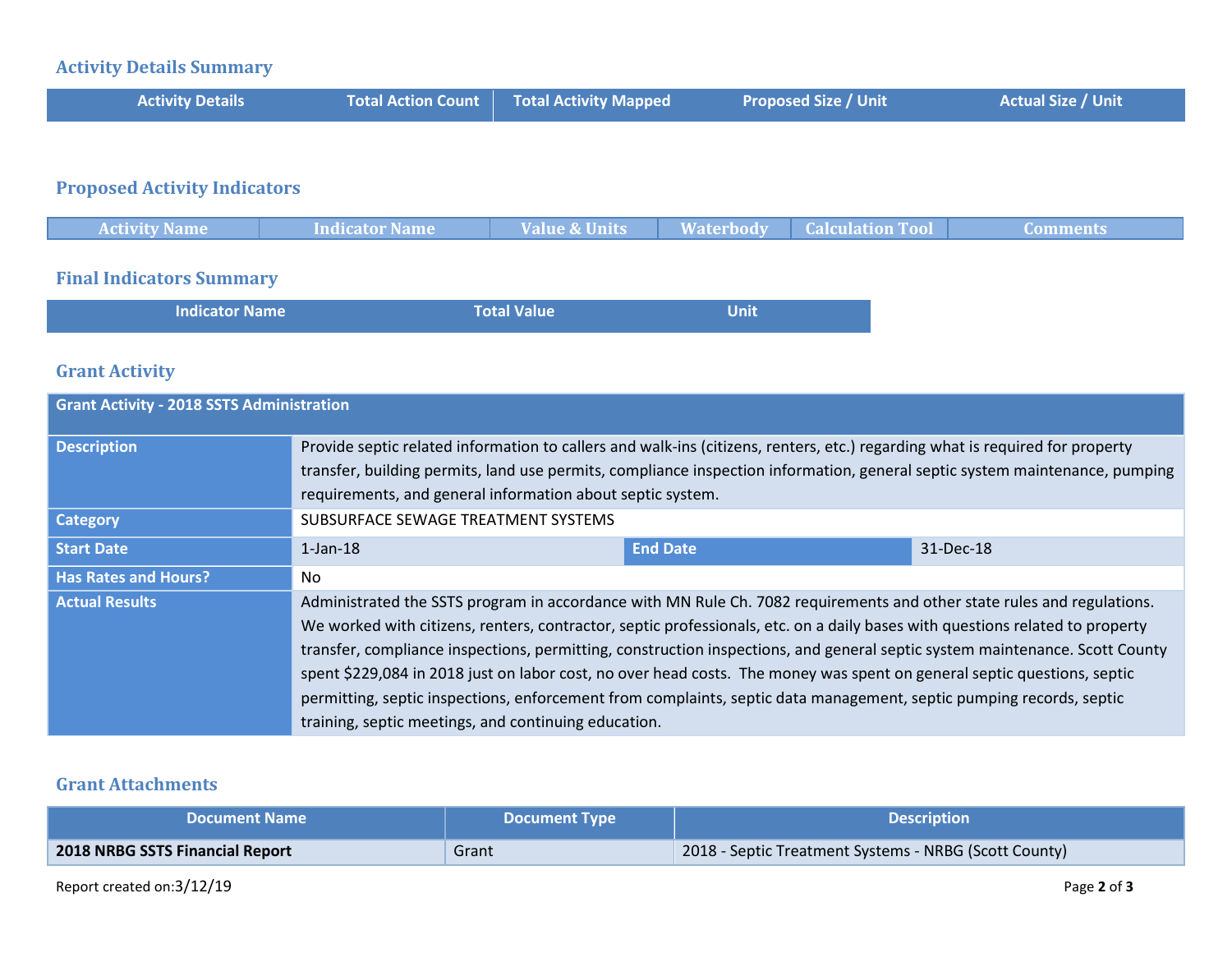## Activity Details Summary

| Activity Details | Total Action Count | Total Activity Mapped | Proposed Size / Unit | Actual Size / Unit |
|---|---|---|---|---|

## Proposed Activity Indicators

| Activity Name | Indicator Name | Value & Units | Waterbody | Calculation Tool | Comments |
|---|---|---|---|---|---|

## Final Indicators Summary

| Indicator Name | Total Value | Unit |
|---|---|---|

## Grant Activity

| Grant Activity - 2018 SSTS Administration | | | |
|---|---|---|---|
| **Description** | Provide septic related information to callers and walk-ins (citizens, renters, etc.) regarding what is required for property transfer, building permits, land use permits, compliance inspection information, general septic system maintenance, pumping requirements, and general information about septic system. | | |
| **Category** | SUBSURFACE SEWAGE TREATMENT SYSTEMS | | |
| **Start Date** | 1-Jan-18 | **End Date** | 31-Dec-18 |
| **Has Rates and Hours?** | No | | |
| **Actual Results** | Administrated the SSTS program in accordance with MN Rule Ch. 7082 requirements and other state rules and regulations. We worked with citizens, renters, contractor, septic professionals, etc. on a daily bases with questions related to property transfer, compliance inspections, permitting, construction inspections, and general septic system maintenance. Scott County spent $229,084 in 2018 just on labor cost, no over head costs. The money was spent on general septic questions, septic permitting, septic inspections, enforcement from complaints, septic data management, septic pumping records, septic training, septic meetings, and continuing education. | | |

## Grant Attachments

| Document Name | Document Type | Description |
|---|---|---|
| **2018 NRBG SSTS Financial Report** | Grant | 2018 - Septic Treatment Systems - NRBG (Scott County) |

Report created on:3/12/19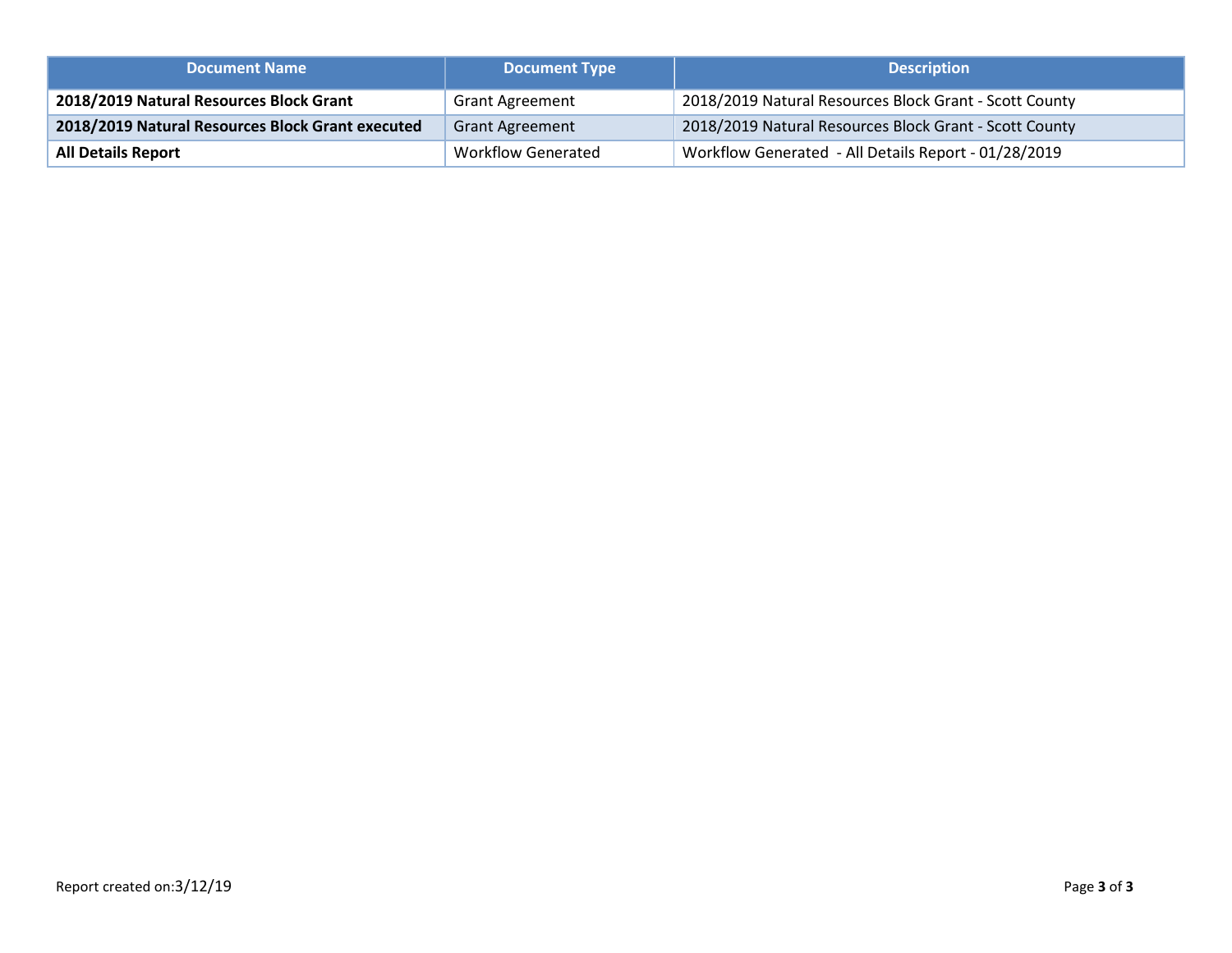| Document Name | Document Type | Description |
| --- | --- | --- |
| **2018/2019 Natural Resources Block Grant** | Grant Agreement | 2018/2019 Natural Resources Block Grant - Scott County |
| **2018/2019 Natural Resources Block Grant executed** | Grant Agreement | 2018/2019 Natural Resources Block Grant - Scott County |
| **All Details Report** | Workflow Generated | Workflow Generated - All Details Report - 01/28/2019 |

Report created on:3/12/19